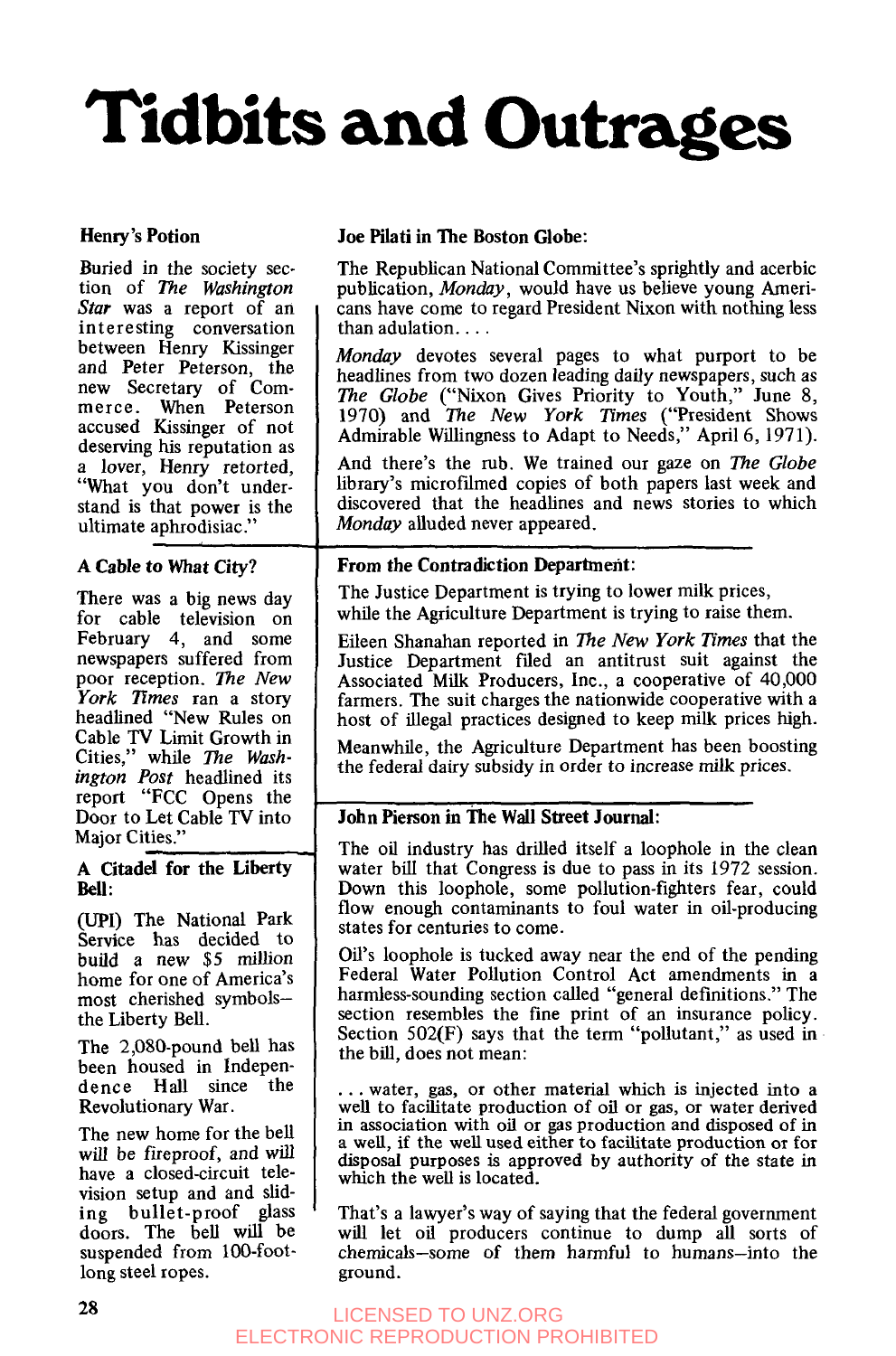# Tidbits and Outrages

### Henry's Potion

Buried in the society section of *The Washington Star* was a report of an interesting conversation between Henry Kissinger and Peter Peterson, the new Secretary of Commerce. When Peterson accused Kissinger of not deserving his reputation as a lover, Henry retorted, "What you don't understand is that power is the ultimate aphrodisiac."

### A Cable to What City?

There was a big news day for cable television on February 4, and some newspapers suffered from poor reception. *The New York Times* ran a story headlined "New Rules on Cable TV Limit Growth in Cities," while *The Washington Post* headlined its report "FCC Opens the Door to Let Cable TV into Major Cities."

### A Citadel for the Liberty Bell:

(UPI) The National Park Service has decided to build a new $5 million home for one of America's most cherished symbols—the Liberty Bell.

The 2,080-pound bell has been housed in Independence Hall since the Revolutionary War.

The new home for the bell will be fireproof, and will have a closed-circuit television setup and and sliding bullet-proof glass doors. The bell will be suspended from 100-foot-long steel ropes.

### Joe Pilati in The Boston Globe:

The Republican National Committee's sprightly and acerbic publication, *Monday*, would have us believe young Americans have come to regard President Nixon with nothing less than adulation. . . .

*Monday* devotes several pages to what purport to be headlines from two dozen leading daily newspapers, such as *The Globe* ("Nixon Gives Priority to Youth," June 8, 1970) and *The New York Times* ("President Shows Admirable Willingness to Adapt to Needs," April 6, 1971).

And there's the rub. We trained our gaze on *The Globe* library's microfilmed copies of both papers last week and discovered that the headlines and news stories to which *Monday* alluded never appeared.

### From the Contradiction Department:

The Justice Department is trying to lower milk prices, while the Agriculture Department is trying to raise them.

Eileen Shanahan reported in *The New York Times* that the Justice Department filed an antitrust suit against the Associated Milk Producers, Inc., a cooperative of 40,000 farmers. The suit charges the nationwide cooperative with a host of illegal practices designed to keep milk prices high.

Meanwhile, the Agriculture Department has been boosting the federal dairy subsidy in order to increase milk prices.

### John Pierson in The Wall Street Journal:

The oil industry has drilled itself a loophole in the clean water bill that Congress is due to pass in its 1972 session. Down this loophole, some pollution-fighters fear, could flow enough contaminants to foul water in oil-producing states for centuries to come.

Oil's loophole is tucked away near the end of the pending Federal Water Pollution Control Act amendments in a harmless-sounding section called "general definitions." The section resembles the fine print of an insurance policy. Section 502(F) says that the term "pollutant," as used in the bill, does not mean:

> . . . water, gas, or other material which is injected into a well to facilitate production of oil or gas, or water derived in association with oil or gas production and disposed of in a well, if the well used either to facilitate production or for disposal purposes is approved by authority of the state in which the well is located.

That's a lawyer's way of saying that the federal government will let oil producers continue to dump all sorts of chemicals—some of them harmful to humans—into the ground.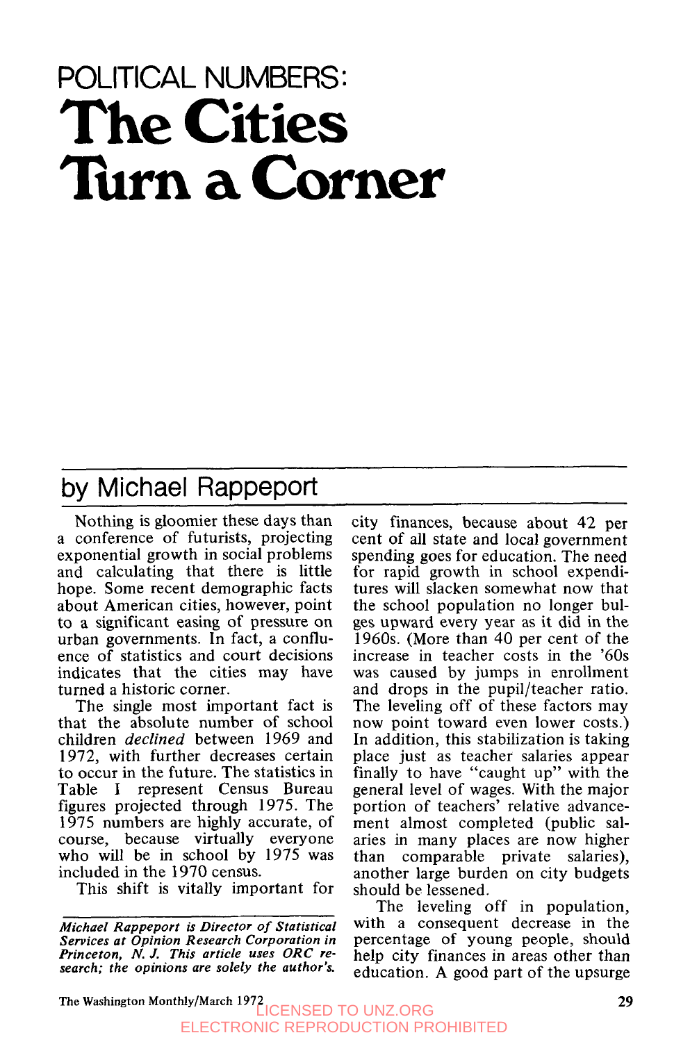POLITICAL NUMBERS:

# The Cities Turn a Corner

## by Michael Rappeport

Nothing is gloomier these days than a conference of futurists, projecting exponential growth in social problems and calculating that there is little hope. Some recent demographic facts about American cities, however, point to a significant easing of pressure on urban governments. In fact, a confluence of statistics and court decisions indicates that the cities may have turned a historic corner.

The single most important fact is that the absolute number of school children *declined* between 1969 and 1972, with further decreases certain to occur in the future. The statistics in Table I represent Census Bureau figures projected through 1975. The 1975 numbers are highly accurate, of course, because virtually everyone who will be in school by 1975 was included in the 1970 census.

This shift is vitally important for city finances, because about 42 per cent of all state and local government spending goes for education. The need for rapid growth in school expenditures will slacken somewhat now that the school population no longer bulges upward every year as it did in the 1960s. (More than 40 per cent of the increase in teacher costs in the '60s was caused by jumps in enrollment and drops in the pupil/teacher ratio. The leveling off of these factors may now point toward even lower costs.) In addition, this stabilization is taking place just as teacher salaries appear finally to have "caught up" with the general level of wages. With the major portion of teachers' relative advancement almost completed (public salaries in many places are now higher than comparable private salaries), another large burden on city budgets should be lessened.

The leveling off in population, with a consequent decrease in the percentage of young people, should help city finances in areas other than education. A good part of the upsurge

---

*Michael Rappeport is Director of Statistical Services at Opinion Research Corporation in Princeton, N. J. This article uses ORC research; the opinions are solely the author's.*